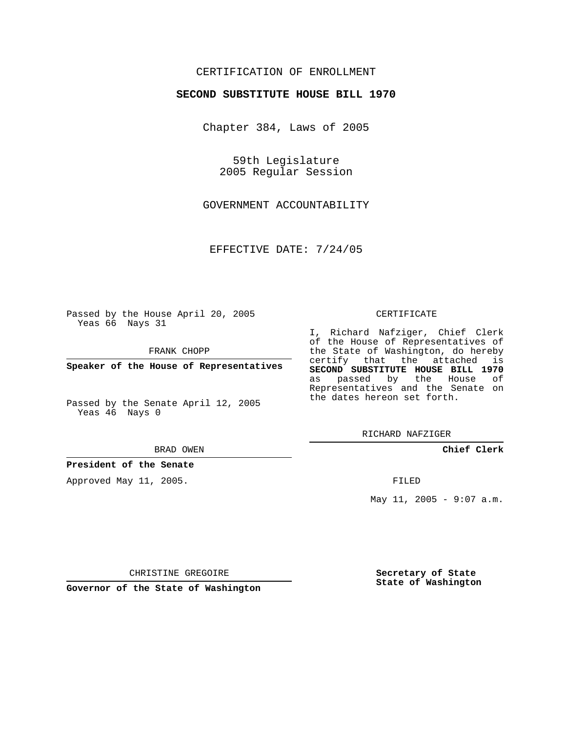CERTIFICATION OF ENROLLMENT

**SECOND SUBSTITUTE HOUSE BILL 1970**

Chapter 384, Laws of 2005

59th Legislature
2005 Regular Session

GOVERNMENT ACCOUNTABILITY

EFFECTIVE DATE: 7/24/05

Passed by the House April 20, 2005
Yeas 66 Nays 31

FRANK CHOPP

**Speaker of the House of Representatives**

Passed by the Senate April 12, 2005
Yeas 46 Nays 0

BRAD OWEN

**President of the Senate**

Approved May 11, 2005.

CHRISTINE GREGOIRE

**Governor of the State of Washington**

CERTIFICATE

I, Richard Nafziger, Chief Clerk of the House of Representatives of the State of Washington, do hereby certify that the attached is **SECOND SUBSTITUTE HOUSE BILL 1970** as passed by the House of Representatives and the Senate on the dates hereon set forth.

RICHARD NAFZIGER

**Chief Clerk**

FILED

May 11, 2005 - 9:07 a.m.

**Secretary of State**
**State of Washington**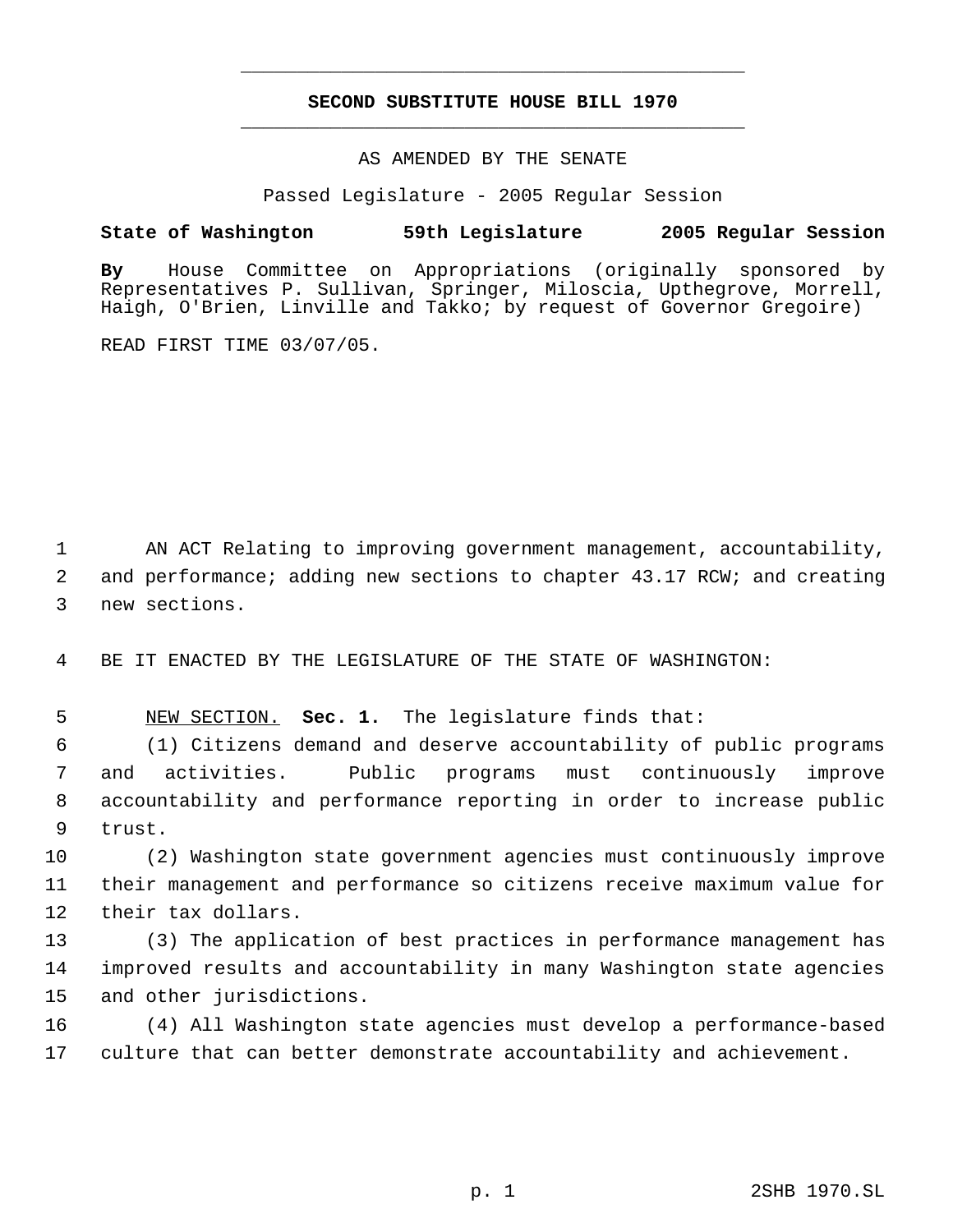# SECOND SUBSTITUTE HOUSE BILL 1970

AS AMENDED BY THE SENATE

Passed Legislature - 2005 Regular Session

**State of Washington 59th Legislature 2005 Regular Session**

**By** House Committee on Appropriations (originally sponsored by Representatives P. Sullivan, Springer, Miloscia, Upthegrove, Morrell, Haigh, O'Brien, Linville and Takko; by request of Governor Gregoire)

READ FIRST TIME 03/07/05.

AN ACT Relating to improving government management, accountability, and performance; adding new sections to chapter 43.17 RCW; and creating new sections.

BE IT ENACTED BY THE LEGISLATURE OF THE STATE OF WASHINGTON:

NEW SECTION. **Sec. 1.** The legislature finds that:

(1) Citizens demand and deserve accountability of public programs and activities. Public programs must continuously improve accountability and performance reporting in order to increase public trust.

(2) Washington state government agencies must continuously improve their management and performance so citizens receive maximum value for their tax dollars.

(3) The application of best practices in performance management has improved results and accountability in many Washington state agencies and other jurisdictions.

(4) All Washington state agencies must develop a performance-based culture that can better demonstrate accountability and achievement.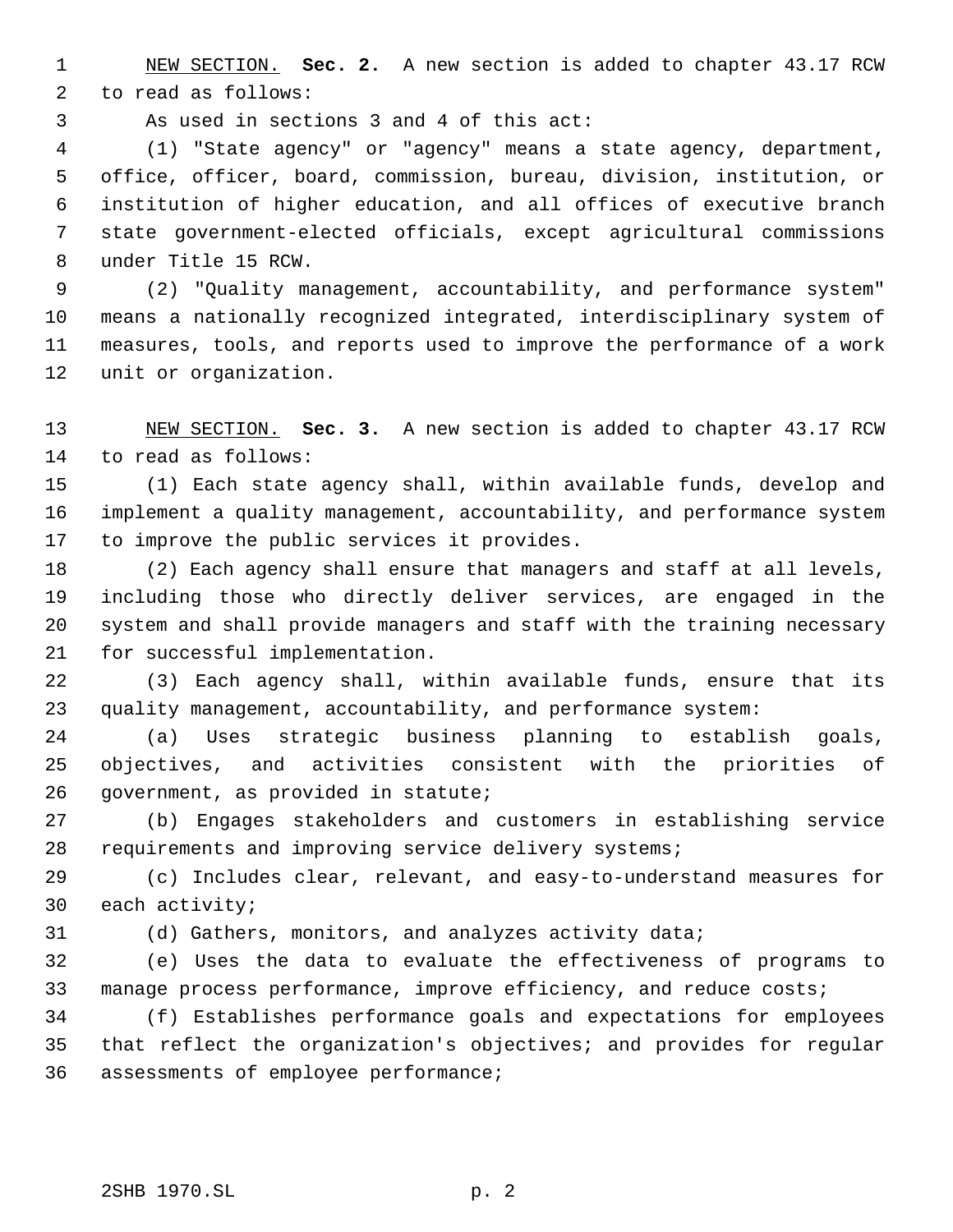NEW SECTION. **Sec. 2.** A new section is added to chapter 43.17 RCW to read as follows:

As used in sections 3 and 4 of this act:

(1) "State agency" or "agency" means a state agency, department, office, officer, board, commission, bureau, division, institution, or institution of higher education, and all offices of executive branch state government-elected officials, except agricultural commissions under Title 15 RCW.

(2) "Quality management, accountability, and performance system" means a nationally recognized integrated, interdisciplinary system of measures, tools, and reports used to improve the performance of a work unit or organization.

NEW SECTION. **Sec. 3.** A new section is added to chapter 43.17 RCW to read as follows:

(1) Each state agency shall, within available funds, develop and implement a quality management, accountability, and performance system to improve the public services it provides.

(2) Each agency shall ensure that managers and staff at all levels, including those who directly deliver services, are engaged in the system and shall provide managers and staff with the training necessary for successful implementation.

(3) Each agency shall, within available funds, ensure that its quality management, accountability, and performance system:

(a) Uses strategic business planning to establish goals, objectives, and activities consistent with the priorities of government, as provided in statute;

(b) Engages stakeholders and customers in establishing service requirements and improving service delivery systems;

(c) Includes clear, relevant, and easy-to-understand measures for each activity;

(d) Gathers, monitors, and analyzes activity data;

(e) Uses the data to evaluate the effectiveness of programs to manage process performance, improve efficiency, and reduce costs;

(f) Establishes performance goals and expectations for employees that reflect the organization's objectives; and provides for regular assessments of employee performance;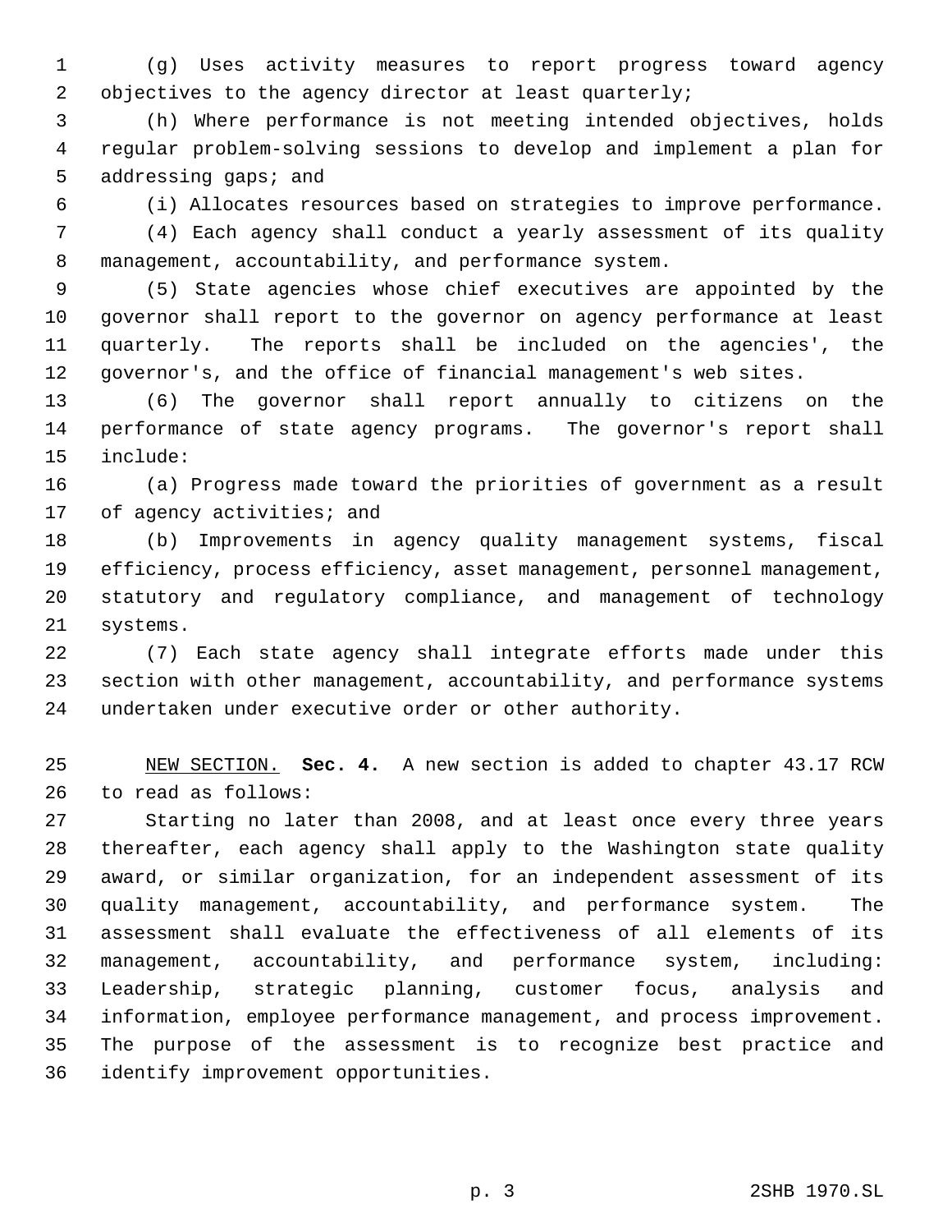(g) Uses activity measures to report progress toward agency objectives to the agency director at least quarterly;

(h) Where performance is not meeting intended objectives, holds regular problem-solving sessions to develop and implement a plan for addressing gaps; and

(i) Allocates resources based on strategies to improve performance.

(4) Each agency shall conduct a yearly assessment of its quality management, accountability, and performance system.

(5) State agencies whose chief executives are appointed by the governor shall report to the governor on agency performance at least quarterly. The reports shall be included on the agencies', the governor's, and the office of financial management's web sites.

(6) The governor shall report annually to citizens on the performance of state agency programs. The governor's report shall include:

(a) Progress made toward the priorities of government as a result of agency activities; and

(b) Improvements in agency quality management systems, fiscal efficiency, process efficiency, asset management, personnel management, statutory and regulatory compliance, and management of technology systems.

(7) Each state agency shall integrate efforts made under this section with other management, accountability, and performance systems undertaken under executive order or other authority.

NEW SECTION. **Sec. 4.** A new section is added to chapter 43.17 RCW to read as follows:

Starting no later than 2008, and at least once every three years thereafter, each agency shall apply to the Washington state quality award, or similar organization, for an independent assessment of its quality management, accountability, and performance system. The assessment shall evaluate the effectiveness of all elements of its management, accountability, and performance system, including: Leadership, strategic planning, customer focus, analysis and information, employee performance management, and process improvement. The purpose of the assessment is to recognize best practice and identify improvement opportunities.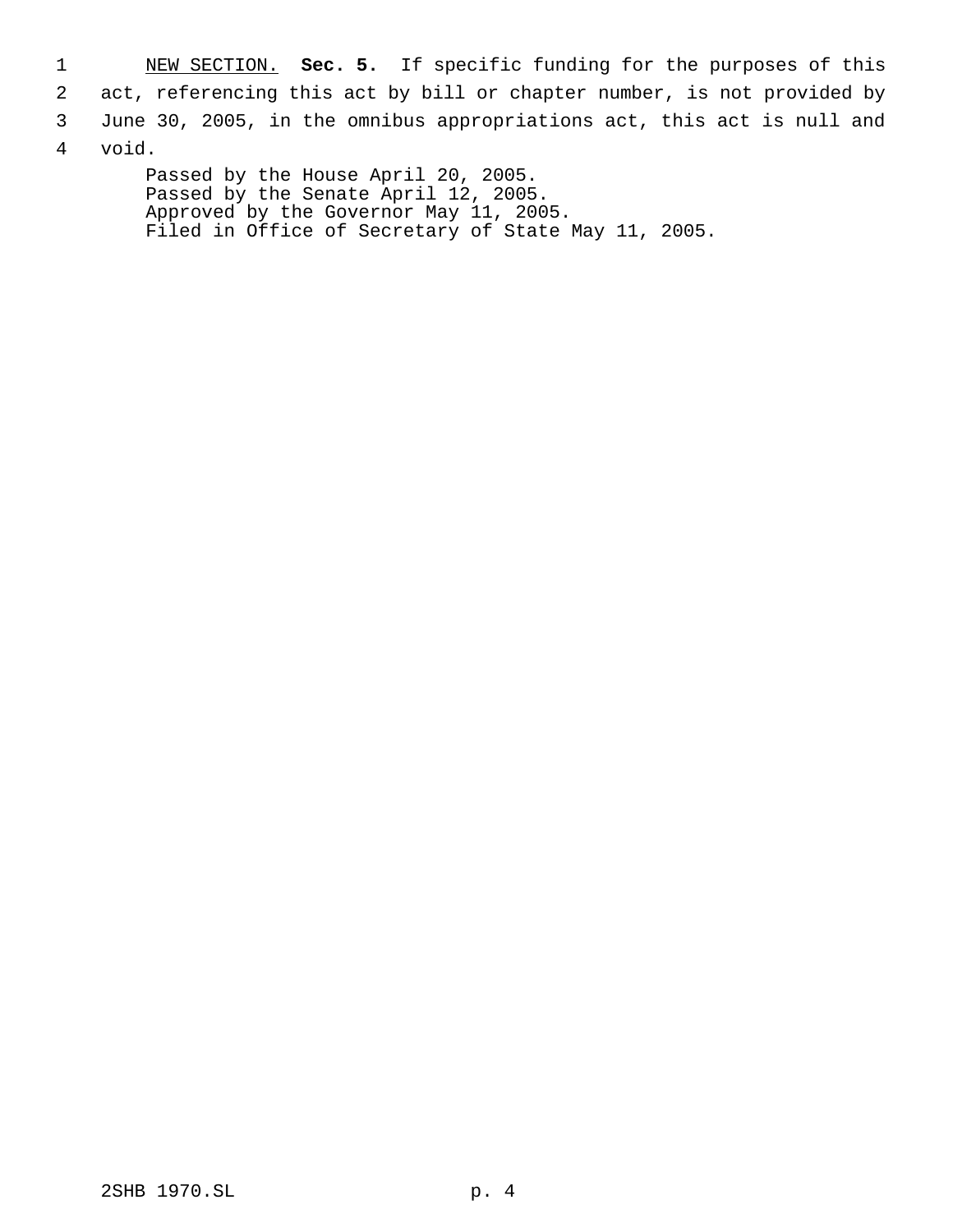NEW SECTION. **Sec. 5.** If specific funding for the purposes of this act, referencing this act by bill or chapter number, is not provided by June 30, 2005, in the omnibus appropriations act, this act is null and void.

Passed by the House April 20, 2005.
Passed by the Senate April 12, 2005.
Approved by the Governor May 11, 2005.
Filed in Office of Secretary of State May 11, 2005.